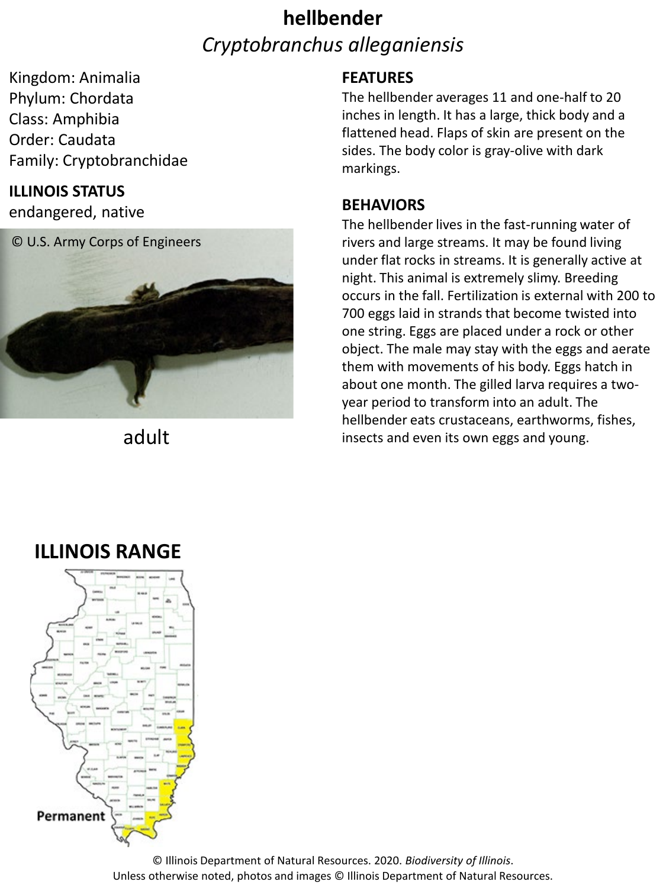# hellbender

## *Cryptobranchus alleganiensis*

Kingdom: Animalia
Phylum: Chordata
Class: Amphibia
Order: Caudata
Family: Cryptobranchidae

**ILLINOIS STATUS**

endangered, native

© U.S. Army Corps of Engineers

adult

**FEATURES**

The hellbender averages 11 and one-half to 20 inches in length. It has a large, thick body and a flattened head. Flaps of skin are present on the sides. The body color is gray-olive with dark markings.

**BEHAVIORS**

The hellbender lives in the fast-running water of rivers and large streams. It may be found living under flat rocks in streams. It is generally active at night. This animal is extremely slimy. Breeding occurs in the fall. Fertilization is external with 200 to 700 eggs laid in strands that become twisted into one string. Eggs are placed under a rock or other object. The male may stay with the eggs and aerate them with movements of his body. Eggs hatch in about one month. The gilled larva requires a two-year period to transform into an adult. The hellbender eats crustaceans, earthworms, fishes, insects and even its own eggs and young.

**ILLINOIS RANGE**

Permanent

© Illinois Department of Natural Resources. 2020. *Biodiversity of Illinois*.
Unless otherwise noted, photos and images © Illinois Department of Natural Resources.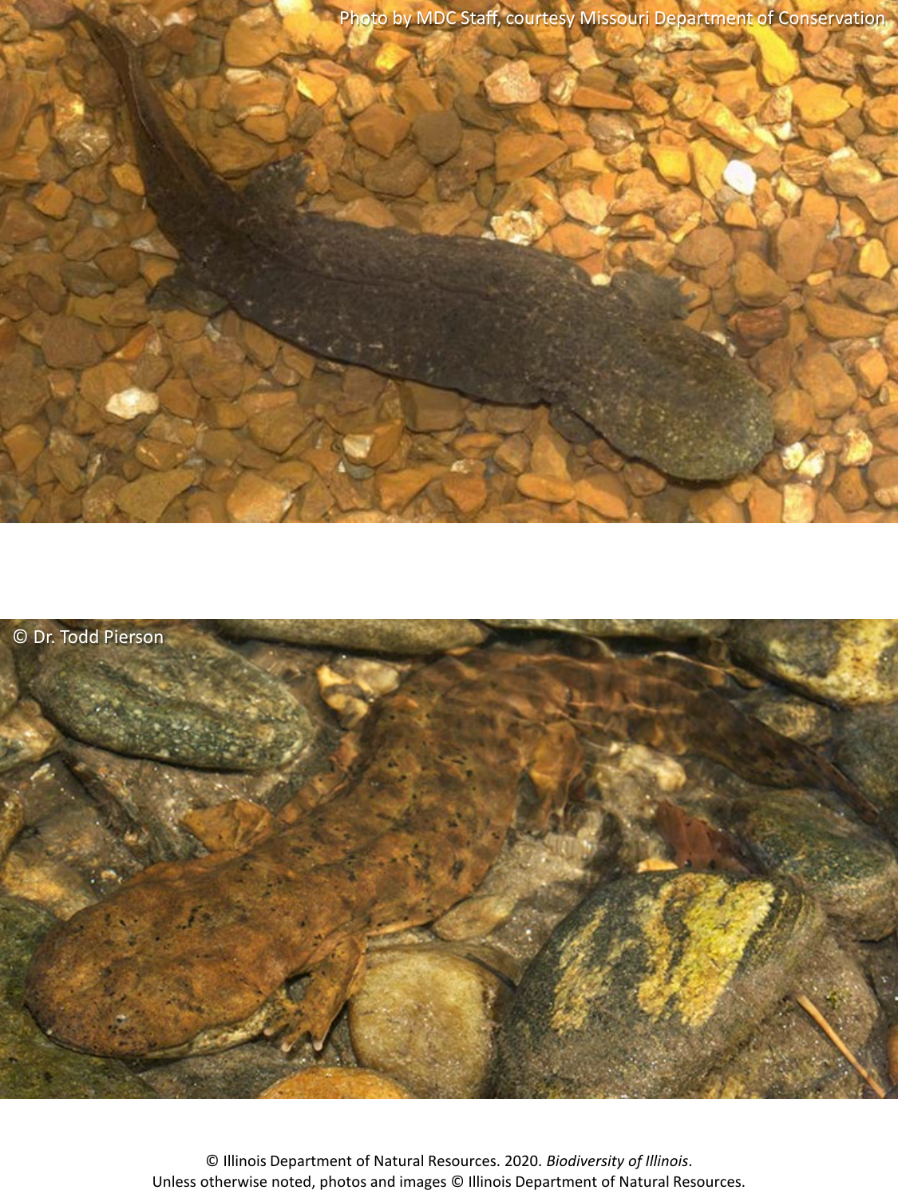Photo by MDC Staff, courtesy Missouri Department of Conservation

© Dr. Todd Pierson

© Illinois Department of Natural Resources. 2020. *Biodiversity of Illinois*.
Unless otherwise noted, photos and images © Illinois Department of Natural Resources.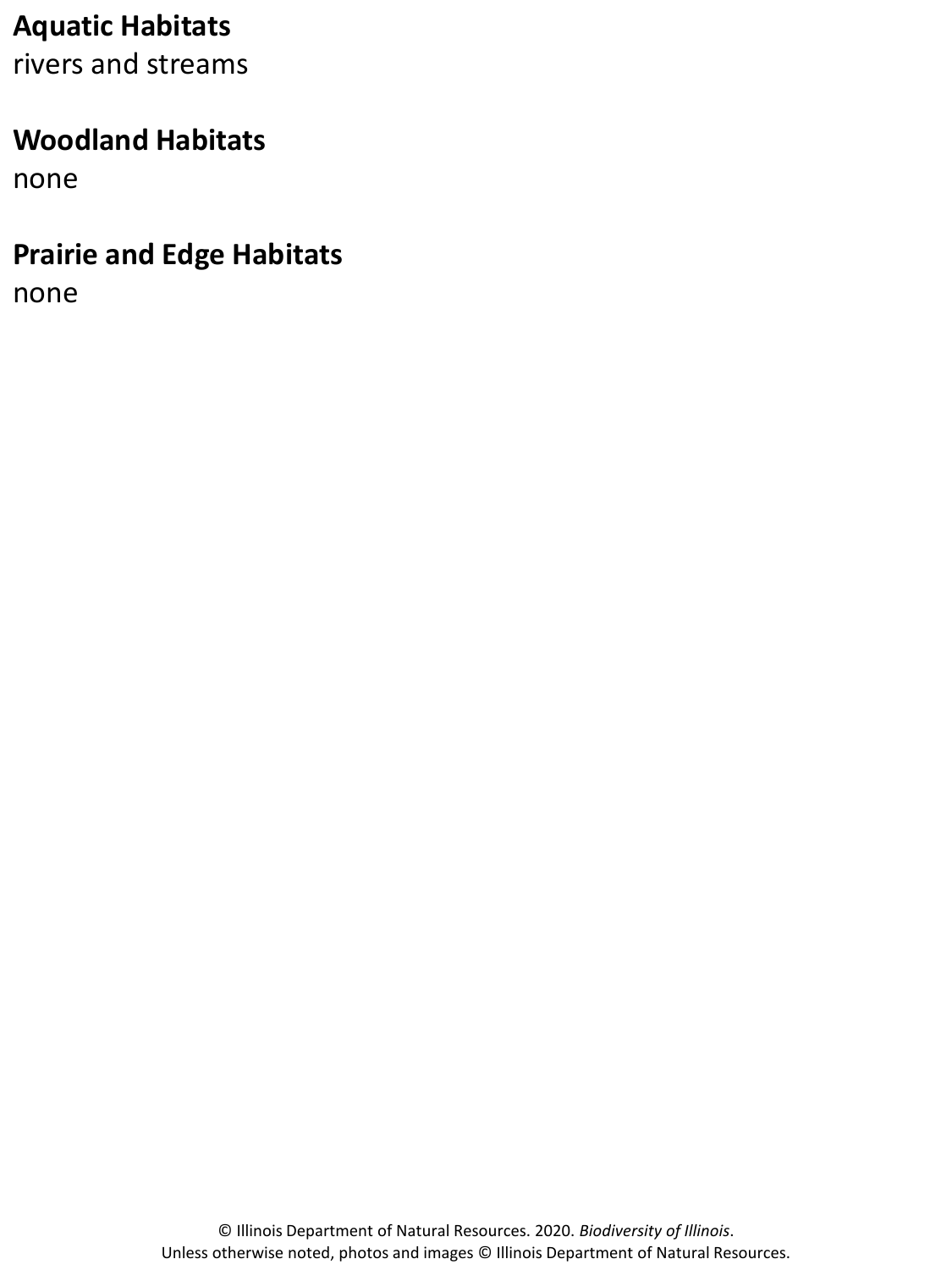**Aquatic Habitats**
rivers and streams

**Woodland Habitats**
none

**Prairie and Edge Habitats**
none

© Illinois Department of Natural Resources. 2020. *Biodiversity of Illinois*.
Unless otherwise noted, photos and images © Illinois Department of Natural Resources.